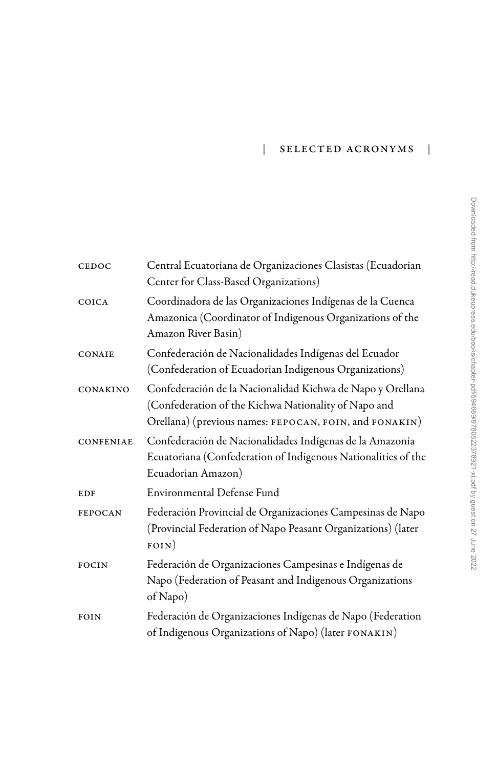# Selected Acronyms

| | |
|---|---|
| CEDOC | Central Ecuatoriana de Organizaciones Clasistas (Ecuadorian Center for Class-Based Organizations) |
| COICA | Coordinadora de las Organizaciones Indígenas de la Cuenca Amazonica (Coordinator of Indigenous Organizations of the Amazon River Basin) |
| CONAIE | Confederación de Nacionalidades Indígenas del Ecuador (Confederation of Ecuadorian Indigenous Organizations) |
| CONAKINO | Confederación de la Nacionalidad Kichwa de Napo y Orellana (Confederation of the Kichwa Nationality of Napo and Orellana) (previous names: FEPOCAN, FOIN, and FONAKIN) |
| CONFENIAE | Confederación de Nacionalidades Indígenas de la Amazonía Ecuatoriana (Confederation of Indigenous Nationalities of the Ecuadorian Amazon) |
| EDF | Environmental Defense Fund |
| FEPOCAN | Federación Provincial de Organizaciones Campesinas de Napo (Provincial Federation of Napo Peasant Organizations) (later FOIN) |
| FOCIN | Federación de Organizaciones Campesinas e Indígenas de Napo (Federation of Peasant and Indigenous Organizations of Napo) |
| FOIN | Federación de Organizaciones Indígenas de Napo (Federation of Indigenous Organizations of Napo) (later FONAKIN) |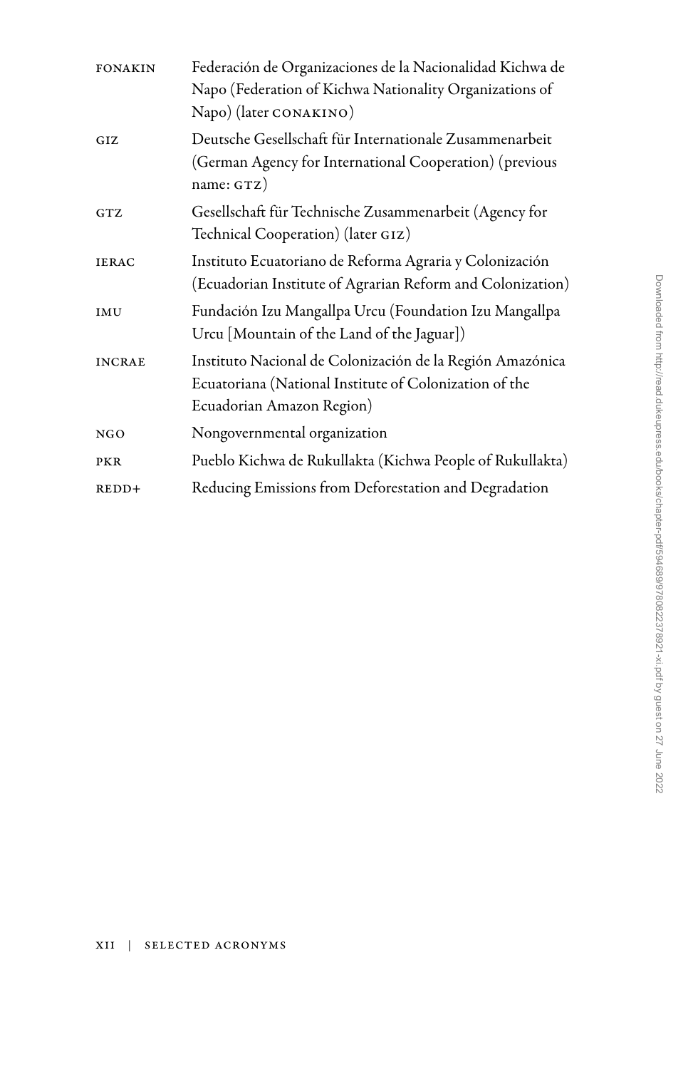| | |
|---|---|
| FONAKIN | Federación de Organizaciones de la Nacionalidad Kichwa de Napo (Federation of Kichwa Nationality Organizations of Napo) (later CONAKINO) |
| GIZ | Deutsche Gesellschaft für Internationale Zusammenarbeit (German Agency for International Cooperation) (previous name: GTZ) |
| GTZ | Gesellschaft für Technische Zusammenarbeit (Agency for Technical Cooperation) (later GIZ) |
| IERAC | Instituto Ecuatoriano de Reforma Agraria y Colonización (Ecuadorian Institute of Agrarian Reform and Colonization) |
| IMU | Fundación Izu Mangallpa Urcu (Foundation Izu Mangallpa Urcu [Mountain of the Land of the Jaguar]) |
| INCRAE | Instituto Nacional de Colonización de la Región Amazónica Ecuatoriana (National Institute of Colonization of the Ecuadorian Amazon Region) |
| NGO | Nongovernmental organization |
| PKR | Pueblo Kichwa de Rukullakta (Kichwa People of Rukullakta) |
| REDD+ | Reducing Emissions from Deforestation and Degradation |